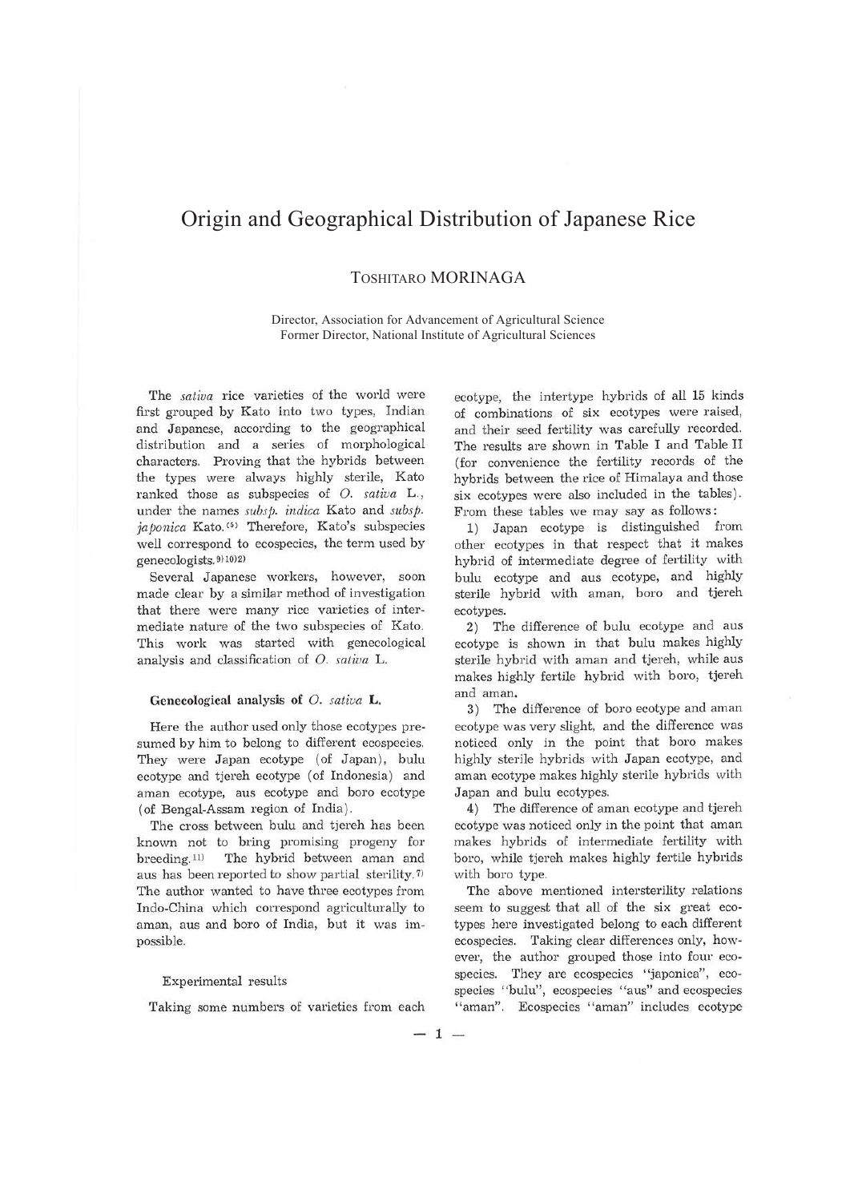# Origin and Geographical Distribution of Japanese Rice

TOSHITARO MORINAGA

Director, Association for Advancement of Agricultural Science
Former Director, National Institute of Agricultural Sciences

The *sativa* rice varieties of the world were first grouped by Kato into two types, Indian and Japanese, according to the geographical distribution and a series of morphological characters. Proving that the hybrids between the types were always highly sterile, Kato ranked those as subspecies of *O. sativa* L., under the names *subsp. indica* Kato and *subsp. japonica* Kato.[6] Therefore, Kato's subspecies well correspond to ecospecies, the term used by genecologists.[9,10,2]

Several Japanese workers, however, soon made clear by a similar method of investigation that there were many rice varieties of intermediate nature of the two subspecies of Kato. This work was started with genecological analysis and classification of *O. sativa* L.

## Genecological analysis of *O. sativa* L.

Here the author used only those ecotypes presumed by him to belong to different ecospecies. They were Japan ecotype (of Japan), bulu ecotype and tjereh ecotype (of Indonesia) and aman ecotype, aus ecotype and boro ecotype (of Bengal-Assam region of India).

The cross between bulu and tjereh has been known not to bring promising progeny for breeding.[11] The hybrid between aman and aus has been reported to show partial sterility.[7] The author wanted to have three ecotypes from Indo-China which correspond agriculturally to aman, aus and boro of India, but it was impossible.

### Experimental results

Taking some numbers of varieties from each ecotype, the intertype hybrids of all 15 kinds of combinations of six ecotypes were raised, and their seed fertility was carefully recorded. The results are shown in Table I and Table II (for convenience the fertility records of the hybrids between the rice of Himalaya and those six ecotypes were also included in the tables). From these tables we may say as follows:

1) Japan ecotype is distinguished from other ecotypes in that respect that it makes hybrid of intermediate degree of fertility with bulu ecotype and aus ecotype, and highly sterile hybrid with aman, boro and tjereh ecotypes.

2) The difference of bulu ecotype and aus ecotype is shown in that bulu makes highly sterile hybrid with aman and tjereh, while aus makes highly fertile hybrid with boro, tjereh and aman.

3) The difference of boro ecotype and aman ecotype was very slight, and the difference was noticed only in the point that boro makes highly sterile hybrids with Japan ecotype, and aman ecotype makes highly sterile hybrids with Japan and bulu ecotypes.

4) The difference of aman ecotype and tjereh ecotype was noticed only in the point that aman makes hybrids of intermediate fertility with boro, while tjereh makes highly fertile hybrids with boro type.

The above mentioned intersterility relations seem to suggest that all of the six great ecotypes here investigated belong to each different ecospecies. Taking clear differences only, however, the author grouped those into four ecospecies. They are ecospecies "japonica", ecospecies "bulu", ecospecies "aus" and ecospecies "aman". Ecospecies "aman" includes ecotype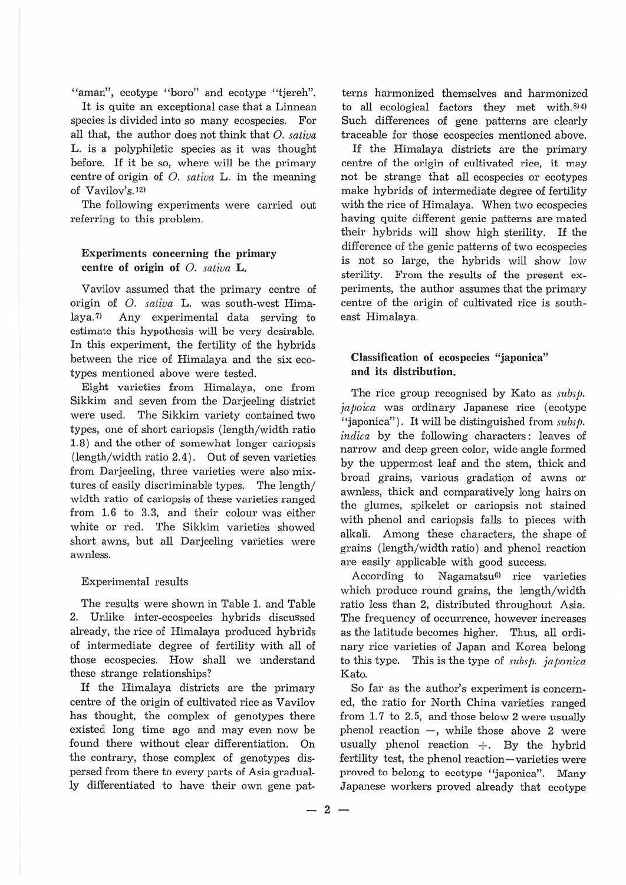"aman", ecotype "boro" and ecotype "tjereh".

It is quite an exceptional case that a Linnean species is divided into so many ecospecies. For all that, the author does not think that *O. sativa* L. is a polyphiletic species as it was thought before. If it be so, where will be the primary centre of origin of *O. sativa* L. in the meaning of Vavilov's.[12]

The following experiments were carried out referring to this problem.

### Experiments concerning the primary centre of origin of *O. sativa* L.

Vavilov assumed that the primary centre of origin of *O. sativa* L. was south-west Himalaya.[7] Any experimental data serving to estimate this hypothesis will be very desirable. In this experiment, the fertility of the hybrids between the rice of Himalaya and the six ecotypes mentioned above were tested.

Eight varieties from Himalaya, one from Sikkim and seven from the Darjeeling district were used. The Sikkim variety contained two types, one of short cariopsis (length/width ratio 1.8) and the other of somewhat longer cariopsis (length/width ratio 2.4). Out of seven varieties from Darjeeling, three varieties were also mixtures of easily discriminable types. The length/width ratio of cariopsis of these varieties ranged from 1.6 to 3.3, and their colour was either white or red. The Sikkim varieties showed short awns, but all Darjeeling varieties were awnless.

Experimental results

The results were shown in Table 1. and Table 2. Unlike inter-ecospecies hybrids discussed already, the rice of Himalaya produced hybrids of intermediate degree of fertility with all of those ecospecies. How shall we understand these strange relationships?

If the Himalaya districts are the primary centre of the origin of cultivated rice as Vavilov has thought, the complex of genotypes there existed long time ago and may even now be found there without clear differentiation. On the contrary, those complex of genotypes dispersed from there to every parts of Asia gradually differentiated to have their own gene patterns harmonized themselves and harmonized to all ecological factors they met with.[3)4] Such differences of gene patterns are clearly traceable for those ecospecies mentioned above.

If the Himalaya districts are the primary centre of the origin of cultivated rice, it may not be strange that all ecospecies or ecotypes make hybrids of intermediate degree of fertility with the rice of Himalaya. When two ecospecies having quite different genic patterns are mated their hybrids will show high sterility. If the difference of the genic patterns of two ecospecies is not so large, the hybrids will show low sterility. From the results of the present experiments, the author assumes that the primary centre of the origin of cultivated rice is south-east Himalaya.

### Classification of ecospecies "japonica" and its distribution.

The rice group recognised by Kato as *subsp. japoica* was ordinary Japanese rice (ecotype "japonica"). It will be distinguished from *subsp. indica* by the following characters: leaves of narrow and deep green color, wide angle formed by the uppermost leaf and the stem, thick and broad grains, various gradation of awns or awnless, thick and comparatively long hairs on the glumes, spikelet or cariopsis not stained with phenol and cariopsis falls to pieces with alkali. Among these characters, the shape of grains (length/width ratio) and phenol reaction are easily applicable with good success.

According to Nagamatsu[6] rice varieties which produce round grains, the length/width ratio less than 2, distributed throughout Asia. The frequency of occurrence, however increases as the latitude becomes higher. Thus, all ordinary rice varieties of Japan and Korea belong to this type. This is the type of *subsp. japonica* Kato.

So far as the author's experiment is concerned, the ratio for North China varieties ranged from 1.7 to 2.5, and those below 2 were usually phenol reaction −, while those above 2 were usually phenol reaction +. By the hybrid fertility test, the phenol reaction−varieties were proved to belong to ecotype "japonica". Many Japanese workers proved already that ecotype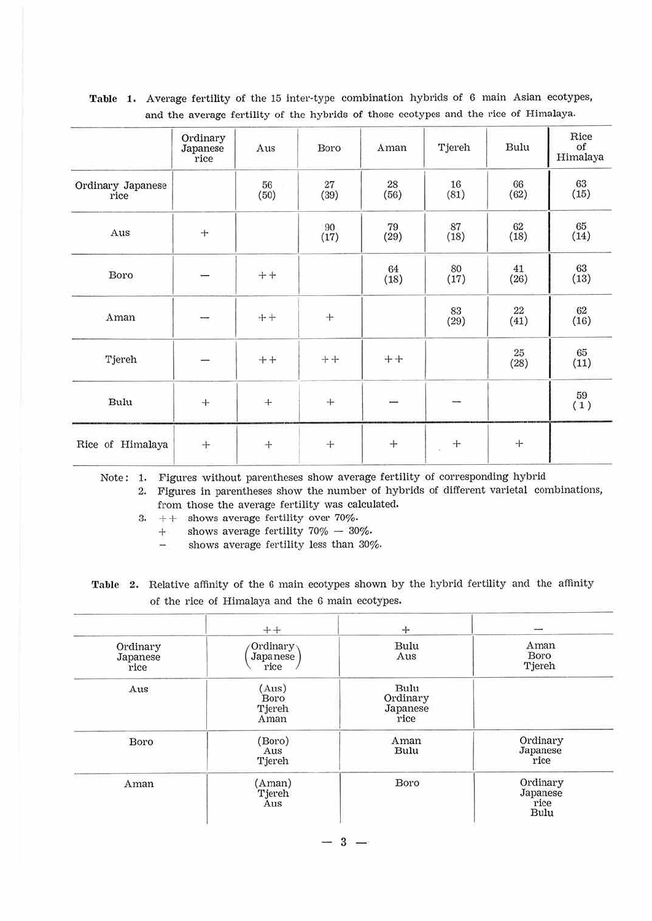**Table 1.** Average fertility of the 15 inter-type combination hybrids of 6 main Asian ecotypes, and the average fertility of the hybrids of those ecotypes and the rice of Himalaya.

| | Ordinary Japanese rice | Aus | Boro | Aman | Tjereh | Bulu | Rice of Himalaya |
|---|---|---|---|---|---|---|---|
| Ordinary Japanese rice | | 56 (50) | 27 (39) | 28 (56) | 16 (81) | 66 (62) | 63 (15) |
| Aus | + | | 90 (17) | 79 (29) | 87 (18) | 62 (18) | 65 (14) |
| Boro | — | ++ | | 64 (18) | 80 (17) | 41 (26) | 63 (13) |
| Aman | — | ++ | + | | 83 (29) | 22 (41) | 62 (16) |
| Tjereh | — | ++ | ++ | ++ | | 25 (28) | 65 (11) |
| Bulu | + | + | + | — | — | | 59 (1) |
| Rice of Himalaya | + | + | + | + | + | + | |

Note: 1. Figures without parentheses show average fertility of corresponding hybrid
2. Figures in parentheses show the number of hybrids of different varietal combinations, from those the average fertility was calculated.
3. ++ shows average fertility over 70%.
   + shows average fertility 70% — 30%.
   — shows average fertility less than 30%.

**Table 2.** Relative affinity of the 6 main ecotypes shown by the hybrid fertility and the affinity of the rice of Himalaya and the 6 main ecotypes.

| | ++ | + | — |
|---|---|---|---|
| Ordinary Japanese rice | (Ordinary Japanese rice) | Bulu<br>Aus | Aman<br>Boro<br>Tjereh |
| Aus | (Aus)<br>Boro<br>Tjereh<br>Aman | Bulu<br>Ordinary Japanese rice | |
| Boro | (Boro)<br>Aus<br>Tjereh | Aman<br>Bulu | Ordinary Japanese rice |
| Aman | (Aman)<br>Tjereh<br>Aus | Boro | Ordinary Japanese rice<br>Bulu |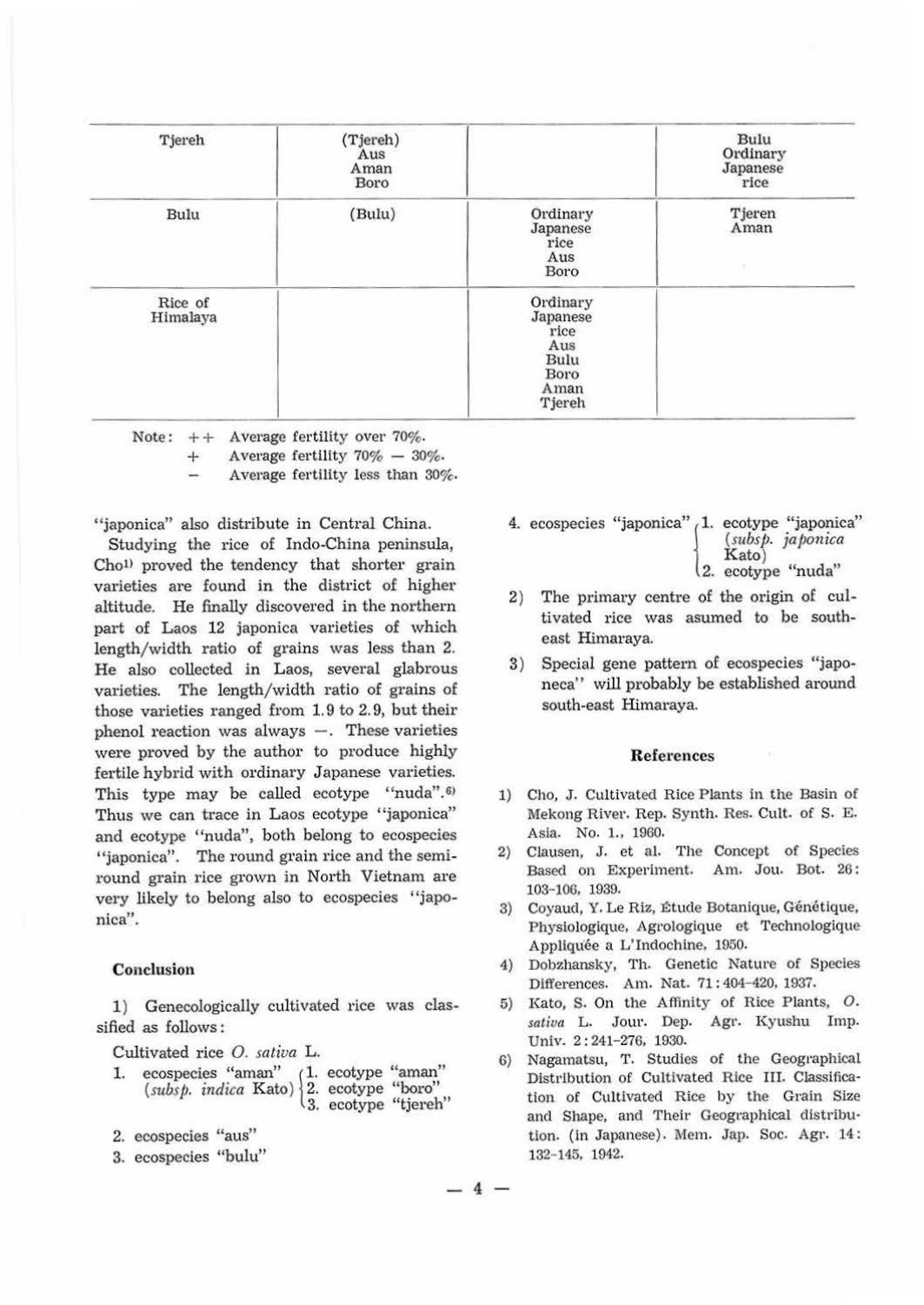| Tjereh | (Tjereh) Aus Aman Boro | | Bulu Ordinary Japanese rice |
|---|---|---|---|
| Bulu | (Bulu) | Ordinary Japanese rice Aus Boro | Tjeren Aman |
| Rice of Himalaya | | Ordinary Japanese rice Aus Bulu Boro Aman Tjereh | |

Note: ++ Average fertility over 70%.
\+ Average fertility 70% — 30%.
− Average fertility less than 30%.

"japonica" also distribute in Central China.

Studying the rice of Indo-China peninsula, Cho[1] proved the tendency that shorter grain varieties are found in the district of higher altitude. He finally discovered in the northern part of Laos 12 japonica varieties of which length/width ratio of grains was less than 2. He also collected in Laos, several glabrous varieties. The length/width ratio of grains of those varieties ranged from 1.9 to 2.9, but their phenol reaction was always −. These varieties were proved by the author to produce highly fertile hybrid with ordinary Japanese varieties. This type may be called ecotype "nuda".[6] Thus we can trace in Laos ecotype "japonica" and ecotype "nuda", both belong to ecospecies "japonica". The round grain rice and the semi-round grain rice grown in North Vietnam are very likely to belong also to ecospecies "japonica".

### Conclusion

1) Genecologically cultivated rice was classified as follows:

Cultivated rice *O. sativa* L.

1. ecospecies "aman" (*subsp. indica* Kato)
   1. ecotype "aman"
   2. ecotype "boro"
   3. ecotype "tjereh"
2. ecospecies "aus"
3. ecospecies "bulu"
4. ecospecies "japonica"
   1. ecotype "japonica" (*subsp. japonica* Kato)
   2. ecotype "nuda"

2) The primary centre of the origin of cultivated rice was asumed to be south-east Himaraya.

3) Special gene pattern of ecospecies "japoneca" will probably be established around south-east Himaraya.

### References

1) Cho, J. Cultivated Rice Plants in the Basin of Mekong River. Rep. Synth. Res. Cult. of S. E. Asia. No. 1., 1960.

2) Clausen, J. et al. The Concept of Species Based on Experiment. Am. Jou. Bot. 26: 103-106, 1939.

3) Coyaud, Y. Le Riz, Étude Botanique, Génétique, Physiologique, Agrologique et Technologique Appliquée a L'Indochine, 1950.

4) Dobzhansky, Th. Genetic Nature of Species Differences. Am. Nat. 71: 404-420, 1937.

5) Kato, S. On the Affinity of Rice Plants, *O. sativa* L. Jour. Dep. Agr. Kyushu Imp. Univ. 2: 241-276, 1930.

6) Nagamatsu, T. Studies of the Geographical Distribution of Cultivated Rice III. Classification of Cultivated Rice by the Grain Size and Shape, and Their Geographical distribution. (in Japanese). Mem. Jap. Soc. Agr. 14: 132-145, 1942.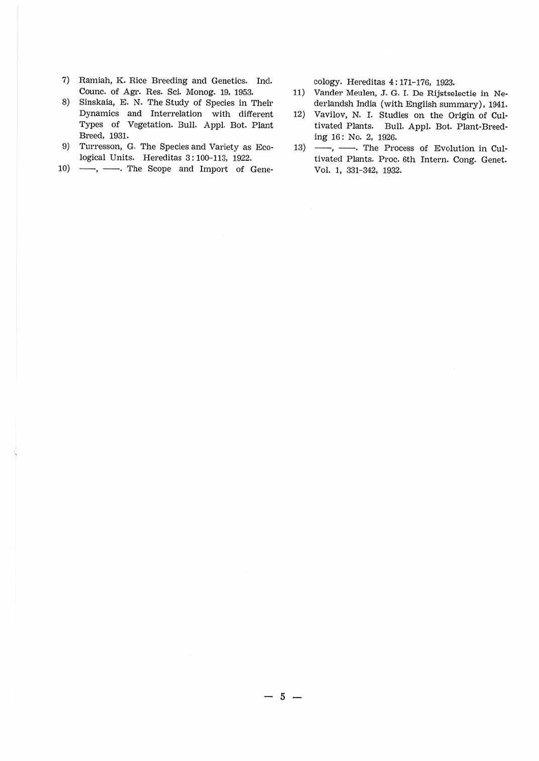7) Ramiah, K. Rice Breeding and Genetics. Ind. Counc. of Agr. Res. Sci. Monog. 19, 1953.
8) Sinskaia, E. N. The Study of Species in Their Dynamics and Interrelation with different Types of Vegetation. Bull. Appl. Bot. Plant Breed, 1931.
9) Turresson, G. The Species and Variety as Ecological Units. Hereditas 3: 100–113, 1922.
10) ——, ——. The Scope and Import of Genecology. Hereditas 4: 171–176, 1923.
11) Vander Meulen, J. G. I. De Rijstselectie in Nederlandsh India (with English summary), 1941.
12) Vavilov, N. I. Studies on the Origin of Cultivated Plants. Bull. Appl. Bot. Plant-Breeding 16: No. 2, 1926.
13) ——, ——. The Process of Evolution in Cultivated Plants. Proc. 6th Intern. Cong. Genet. Vol. 1, 331–342, 1932.